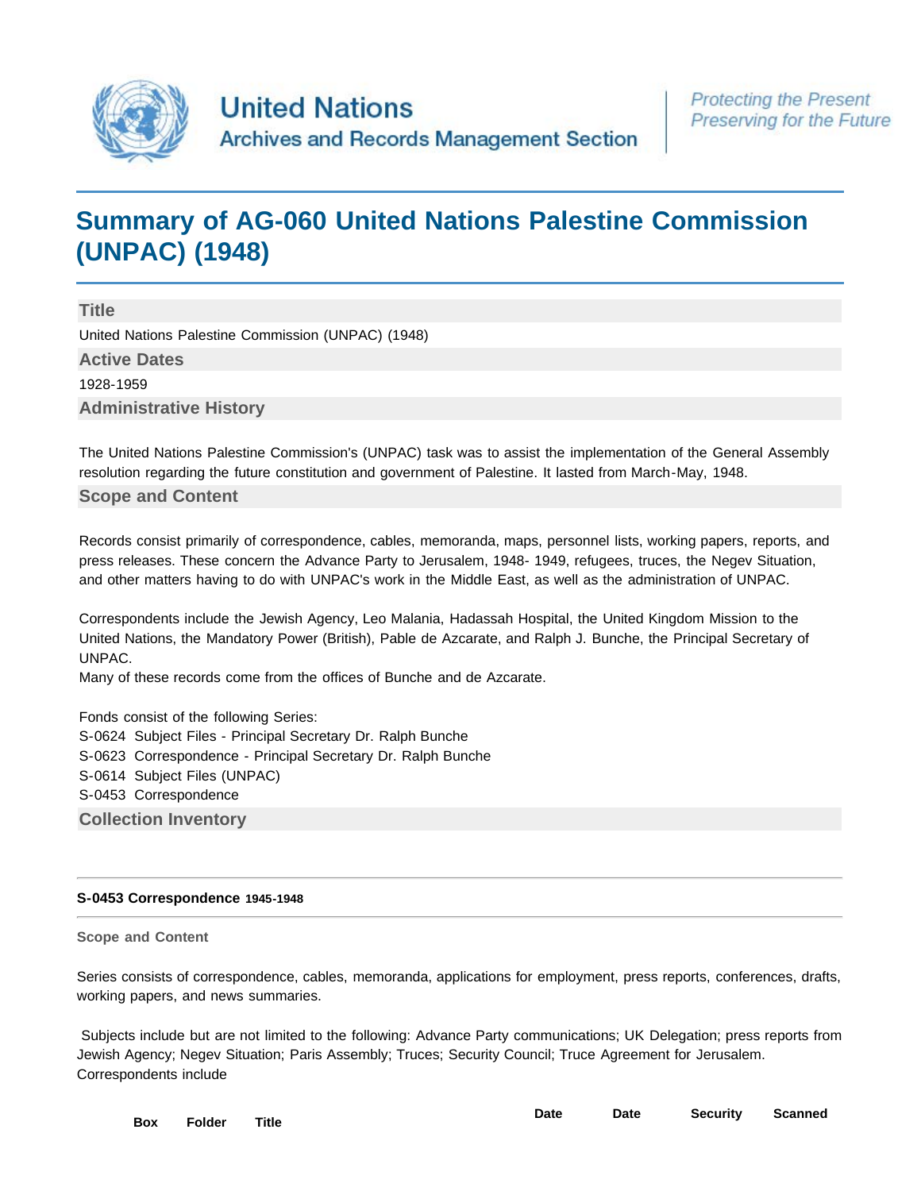United Nations
Archives and Records Management Section

*Protecting the Present*
*Preserving for the Future*

# Summary of AG-060 United Nations Palestine Commission (UNPAC) (1948)

## Title

United Nations Palestine Commission (UNPAC) (1948)

## Active Dates

1928-1959

## Administrative History

The United Nations Palestine Commission's (UNPAC) task was to assist the implementation of the General Assembly resolution regarding the future constitution and government of Palestine. It lasted from March-May, 1948.

## Scope and Content

Records consist primarily of correspondence, cables, memoranda, maps, personnel lists, working papers, reports, and press releases. These concern the Advance Party to Jerusalem, 1948- 1949, refugees, truces, the Negev Situation, and other matters having to do with UNPAC's work in the Middle East, as well as the administration of UNPAC.

Correspondents include the Jewish Agency, Leo Malania, Hadassah Hospital, the United Kingdom Mission to the United Nations, the Mandatory Power (British), Pable de Azcarate, and Ralph J. Bunche, the Principal Secretary of UNPAC.
Many of these records come from the offices of Bunche and de Azcarate.

Fonds consist of the following Series:
S-0624 Subject Files - Principal Secretary Dr. Ralph Bunche
S-0623 Correspondence - Principal Secretary Dr. Ralph Bunche
S-0614 Subject Files (UNPAC)
S-0453 Correspondence

## Collection Inventory

### S-0453 Correspondence 1945-1948

#### Scope and Content

Series consists of correspondence, cables, memoranda, applications for employment, press reports, conferences, drafts, working papers, and news summaries.

Subjects include but are not limited to the following: Advance Party communications; UK Delegation; press reports from Jewish Agency; Negev Situation; Paris Assembly; Truces; Security Council; Truce Agreement for Jerusalem.
Correspondents include

| Box | Folder | Title | Date | Date | Security | Scanned |
|---|---|---|---|---|---|---|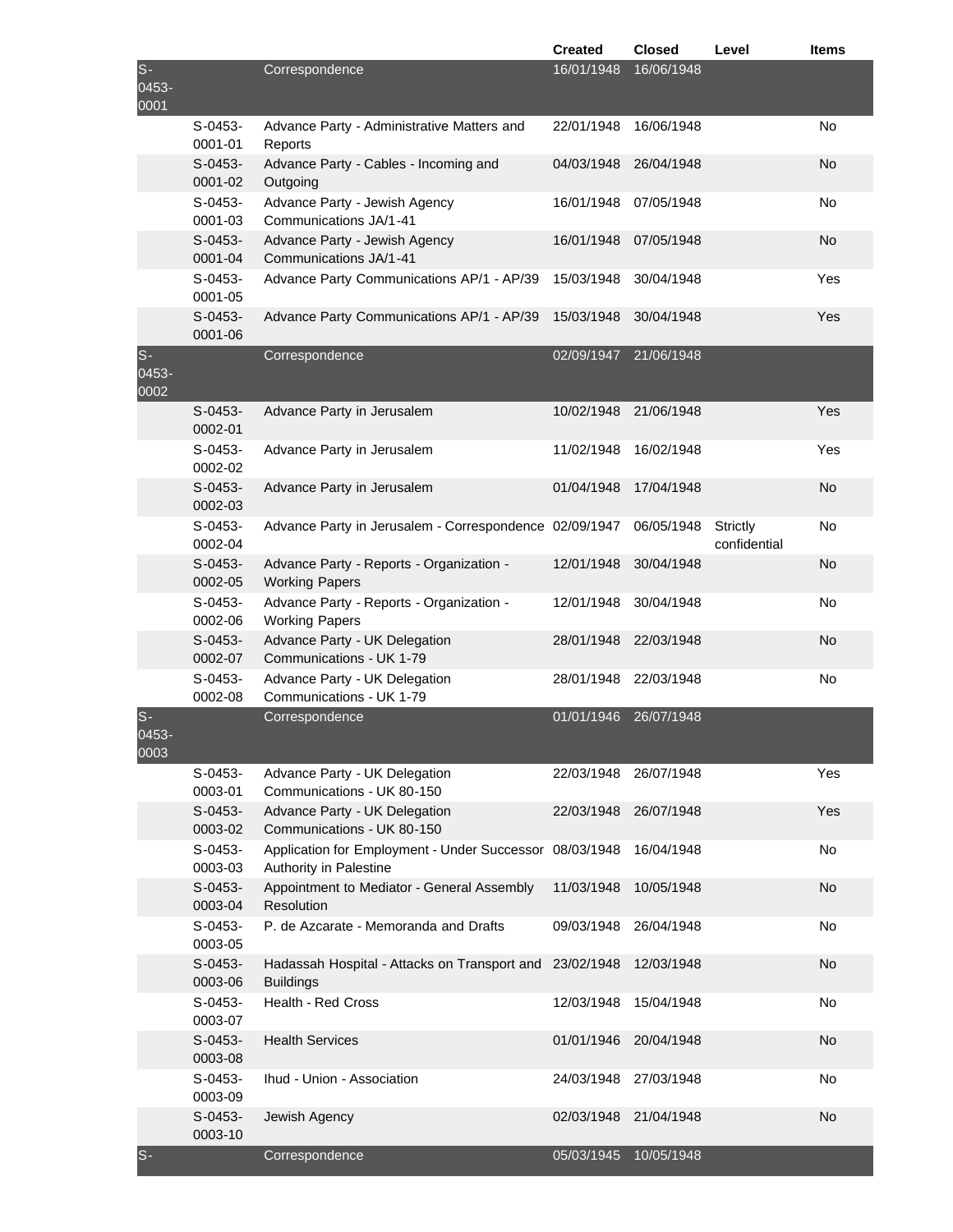| | | | Created | Closed | Level | Items |
|---|---|---|---|---|---|---|
| S-0453-0001 | | Correspondence | 16/01/1948 | 16/06/1948 | | |
| | S-0453-0001-01 | Advance Party - Administrative Matters and Reports | 22/01/1948 | 16/06/1948 | | No |
| | S-0453-0001-02 | Advance Party - Cables - Incoming and Outgoing | 04/03/1948 | 26/04/1948 | | No |
| | S-0453-0001-03 | Advance Party - Jewish Agency Communications JA/1-41 | 16/01/1948 | 07/05/1948 | | No |
| | S-0453-0001-04 | Advance Party - Jewish Agency Communications JA/1-41 | 16/01/1948 | 07/05/1948 | | No |
| | S-0453-0001-05 | Advance Party Communications AP/1 - AP/39 | 15/03/1948 | 30/04/1948 | | Yes |
| | S-0453-0001-06 | Advance Party Communications AP/1 - AP/39 | 15/03/1948 | 30/04/1948 | | Yes |
| S-0453-0002 | | Correspondence | 02/09/1947 | 21/06/1948 | | |
| | S-0453-0002-01 | Advance Party in Jerusalem | 10/02/1948 | 21/06/1948 | | Yes |
| | S-0453-0002-02 | Advance Party in Jerusalem | 11/02/1948 | 16/02/1948 | | Yes |
| | S-0453-0002-03 | Advance Party in Jerusalem | 01/04/1948 | 17/04/1948 | | No |
| | S-0453-0002-04 | Advance Party in Jerusalem - Correspondence | 02/09/1947 | 06/05/1948 | Strictly confidential | No |
| | S-0453-0002-05 | Advance Party - Reports - Organization - Working Papers | 12/01/1948 | 30/04/1948 | | No |
| | S-0453-0002-06 | Advance Party - Reports - Organization - Working Papers | 12/01/1948 | 30/04/1948 | | No |
| | S-0453-0002-07 | Advance Party - UK Delegation Communications - UK 1-79 | 28/01/1948 | 22/03/1948 | | No |
| | S-0453-0002-08 | Advance Party - UK Delegation Communications - UK 1-79 | 28/01/1948 | 22/03/1948 | | No |
| S-0453-0003 | | Correspondence | 01/01/1946 | 26/07/1948 | | |
| | S-0453-0003-01 | Advance Party - UK Delegation Communications - UK 80-150 | 22/03/1948 | 26/07/1948 | | Yes |
| | S-0453-0003-02 | Advance Party - UK Delegation Communications - UK 80-150 | 22/03/1948 | 26/07/1948 | | Yes |
| | S-0453-0003-03 | Application for Employment - Under Successor Authority in Palestine | 08/03/1948 | 16/04/1948 | | No |
| | S-0453-0003-04 | Appointment to Mediator - General Assembly Resolution | 11/03/1948 | 10/05/1948 | | No |
| | S-0453-0003-05 | P. de Azcarate - Memoranda and Drafts | 09/03/1948 | 26/04/1948 | | No |
| | S-0453-0003-06 | Hadassah Hospital - Attacks on Transport and Buildings | 23/02/1948 | 12/03/1948 | | No |
| | S-0453-0003-07 | Health - Red Cross | 12/03/1948 | 15/04/1948 | | No |
| | S-0453-0003-08 | Health Services | 01/01/1946 | 20/04/1948 | | No |
| | S-0453-0003-09 | Ihud - Union - Association | 24/03/1948 | 27/03/1948 | | No |
| | S-0453-0003-10 | Jewish Agency | 02/03/1948 | 21/04/1948 | | No |
| S- | | Correspondence | 05/03/1945 | 10/05/1948 | | |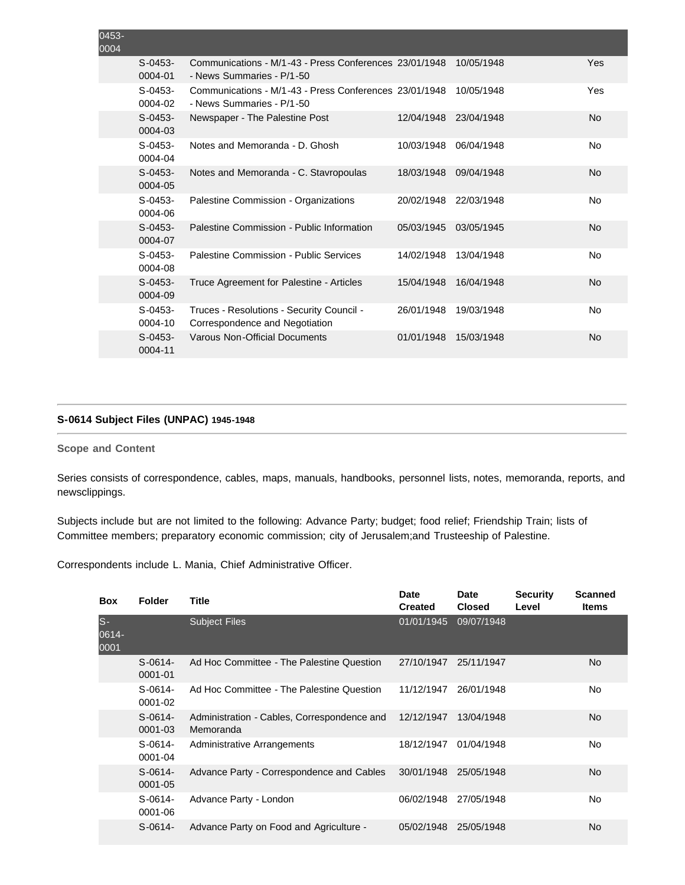| Box | Folder | Title | Date Created | Date Closed | Security Level | Scanned Items |
|---|---|---|---|---|---|---|
| 0453-0004 | | | | | | |
| | S-0453-0004-01 | Communications - M/1-43 - Press Conferences - News Summaries - P/1-50 | 23/01/1948 | 10/05/1948 | | Yes |
| | S-0453-0004-02 | Communications - M/1-43 - Press Conferences - News Summaries - P/1-50 | 23/01/1948 | 10/05/1948 | | Yes |
| | S-0453-0004-03 | Newspaper - The Palestine Post | 12/04/1948 | 23/04/1948 | | No |
| | S-0453-0004-04 | Notes and Memoranda - D. Ghosh | 10/03/1948 | 06/04/1948 | | No |
| | S-0453-0004-05 | Notes and Memoranda - C. Stavropoulas | 18/03/1948 | 09/04/1948 | | No |
| | S-0453-0004-06 | Palestine Commission - Organizations | 20/02/1948 | 22/03/1948 | | No |
| | S-0453-0004-07 | Palestine Commission - Public Information | 05/03/1945 | 03/05/1945 | | No |
| | S-0453-0004-08 | Palestine Commission - Public Services | 14/02/1948 | 13/04/1948 | | No |
| | S-0453-0004-09 | Truce Agreement for Palestine - Articles | 15/04/1948 | 16/04/1948 | | No |
| | S-0453-0004-10 | Truces - Resolutions - Security Council - Correspondence and Negotiation | 26/01/1948 | 19/03/1948 | | No |
| | S-0453-0004-11 | Varous Non-Official Documents | 01/01/1948 | 15/03/1948 | | No |

## S-0614 Subject Files (UNPAC) 1945-1948

**Scope and Content**

Series consists of correspondence, cables, maps, manuals, handbooks, personnel lists, notes, memoranda, reports, and newsclippings.

Subjects include but are not limited to the following: Advance Party; budget; food relief; Friendship Train; lists of Committee members; preparatory economic commission; city of Jerusalem;and Trusteeship of Palestine.

Correspondents include L. Mania, Chief Administrative Officer.

| Box | Folder | Title | Date Created | Date Closed | Security Level | Scanned Items |
|---|---|---|---|---|---|---|
| S-0614-0001 | | Subject Files | 01/01/1945 | 09/07/1948 | | |
| | S-0614-0001-01 | Ad Hoc Committee - The Palestine Question | 27/10/1947 | 25/11/1947 | | No |
| | S-0614-0001-02 | Ad Hoc Committee - The Palestine Question | 11/12/1947 | 26/01/1948 | | No |
| | S-0614-0001-03 | Administration - Cables, Correspondence and Memoranda | 12/12/1947 | 13/04/1948 | | No |
| | S-0614-0001-04 | Administrative Arrangements | 18/12/1947 | 01/04/1948 | | No |
| | S-0614-0001-05 | Advance Party - Correspondence and Cables | 30/01/1948 | 25/05/1948 | | No |
| | S-0614-0001-06 | Advance Party - London | 06/02/1948 | 27/05/1948 | | No |
| | S-0614- | Advance Party on Food and Agriculture - | 05/02/1948 | 25/05/1948 | | No |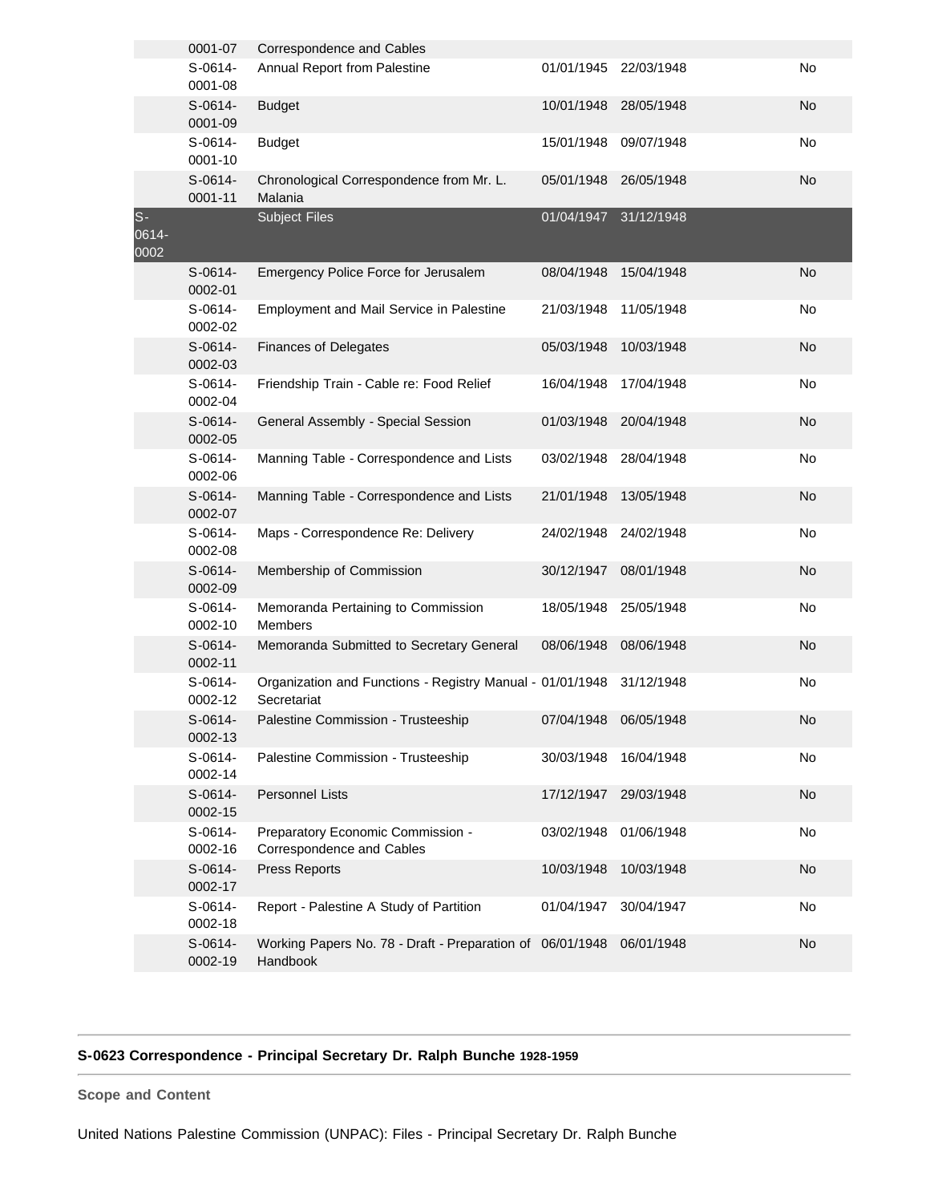| | | | | | |
|---|---|---|---|---|---|
| | 0001-07 | Correspondence and Cables | | | |
| | S-0614-0001-08 | Annual Report from Palestine | 01/01/1945 | 22/03/1948 | No |
| | S-0614-0001-09 | Budget | 10/01/1948 | 28/05/1948 | No |
| | S-0614-0001-10 | Budget | 15/01/1948 | 09/07/1948 | No |
| | S-0614-0001-11 | Chronological Correspondence from Mr. L. Malania | 05/01/1948 | 26/05/1948 | No |
| S-0614-0002 | | Subject Files | 01/04/1947 | 31/12/1948 | |
| | S-0614-0002-01 | Emergency Police Force for Jerusalem | 08/04/1948 | 15/04/1948 | No |
| | S-0614-0002-02 | Employment and Mail Service in Palestine | 21/03/1948 | 11/05/1948 | No |
| | S-0614-0002-03 | Finances of Delegates | 05/03/1948 | 10/03/1948 | No |
| | S-0614-0002-04 | Friendship Train - Cable re: Food Relief | 16/04/1948 | 17/04/1948 | No |
| | S-0614-0002-05 | General Assembly - Special Session | 01/03/1948 | 20/04/1948 | No |
| | S-0614-0002-06 | Manning Table - Correspondence and Lists | 03/02/1948 | 28/04/1948 | No |
| | S-0614-0002-07 | Manning Table - Correspondence and Lists | 21/01/1948 | 13/05/1948 | No |
| | S-0614-0002-08 | Maps - Correspondence Re: Delivery | 24/02/1948 | 24/02/1948 | No |
| | S-0614-0002-09 | Membership of Commission | 30/12/1947 | 08/01/1948 | No |
| | S-0614-0002-10 | Memoranda Pertaining to Commission Members | 18/05/1948 | 25/05/1948 | No |
| | S-0614-0002-11 | Memoranda Submitted to Secretary General | 08/06/1948 | 08/06/1948 | No |
| | S-0614-0002-12 | Organization and Functions - Registry Manual - Secretariat | 01/01/1948 | 31/12/1948 | No |
| | S-0614-0002-13 | Palestine Commission - Trusteeship | 07/04/1948 | 06/05/1948 | No |
| | S-0614-0002-14 | Palestine Commission - Trusteeship | 30/03/1948 | 16/04/1948 | No |
| | S-0614-0002-15 | Personnel Lists | 17/12/1947 | 29/03/1948 | No |
| | S-0614-0002-16 | Preparatory Economic Commission - Correspondence and Cables | 03/02/1948 | 01/06/1948 | No |
| | S-0614-0002-17 | Press Reports | 10/03/1948 | 10/03/1948 | No |
| | S-0614-0002-18 | Report - Palestine A Study of Partition | 01/04/1947 | 30/04/1947 | No |
| | S-0614-0002-19 | Working Papers No. 78 - Draft - Preparation of Handbook | 06/01/1948 | 06/01/1948 | No |

**S-0623 Correspondence - Principal Secretary Dr. Ralph Bunche 1928-1959**

**Scope and Content**

United Nations Palestine Commission (UNPAC): Files - Principal Secretary Dr. Ralph Bunche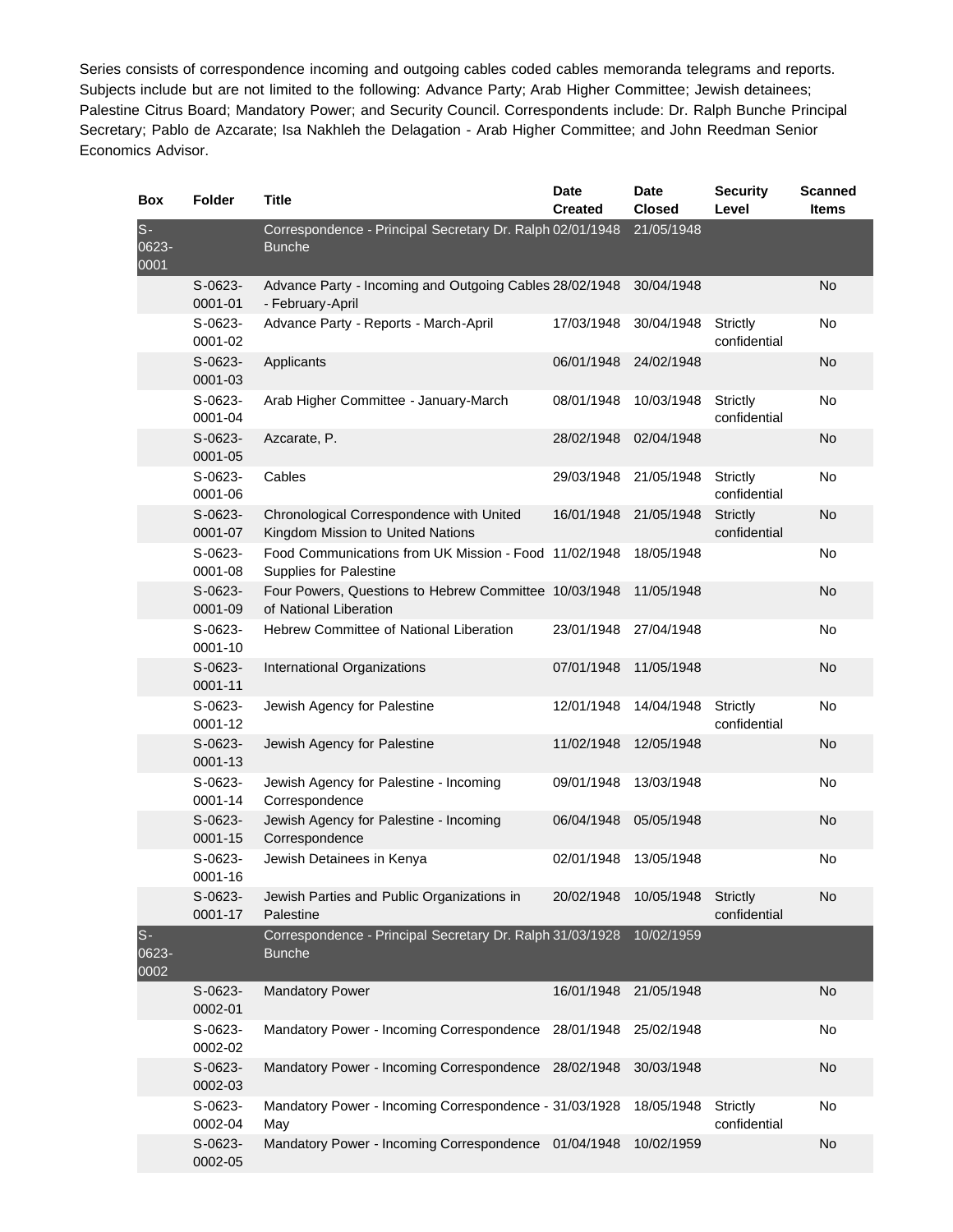Series consists of correspondence incoming and outgoing cables coded cables memoranda telegrams and reports. Subjects include but are not limited to the following: Advance Party; Arab Higher Committee; Jewish detainees; Palestine Citrus Board; Mandatory Power; and Security Council. Correspondents include: Dr. Ralph Bunche Principal Secretary; Pablo de Azcarate; Isa Nakhleh the Delagation - Arab Higher Committee; and John Reedman Senior Economics Advisor.

| Box | Folder | Title | Date Created | Date Closed | Security Level | Scanned Items |
|---|---|---|---|---|---|---|
| S-0623-0001 | | Correspondence - Principal Secretary Dr. Ralph Bunche | 02/01/1948 | 21/05/1948 | | |
| | S-0623-0001-01 | Advance Party - Incoming and Outgoing Cables - February-April | 28/02/1948 | 30/04/1948 | | No |
| | S-0623-0001-02 | Advance Party - Reports - March-April | 17/03/1948 | 30/04/1948 | Strictly confidential | No |
| | S-0623-0001-03 | Applicants | 06/01/1948 | 24/02/1948 | | No |
| | S-0623-0001-04 | Arab Higher Committee - January-March | 08/01/1948 | 10/03/1948 | Strictly confidential | No |
| | S-0623-0001-05 | Azcarate, P. | 28/02/1948 | 02/04/1948 | | No |
| | S-0623-0001-06 | Cables | 29/03/1948 | 21/05/1948 | Strictly confidential | No |
| | S-0623-0001-07 | Chronological Correspondence with United Kingdom Mission to United Nations | 16/01/1948 | 21/05/1948 | Strictly confidential | No |
| | S-0623-0001-08 | Food Communications from UK Mission - Food Supplies for Palestine | 11/02/1948 | 18/05/1948 | | No |
| | S-0623-0001-09 | Four Powers, Questions to Hebrew Committee of National Liberation | 10/03/1948 | 11/05/1948 | | No |
| | S-0623-0001-10 | Hebrew Committee of National Liberation | 23/01/1948 | 27/04/1948 | | No |
| | S-0623-0001-11 | International Organizations | 07/01/1948 | 11/05/1948 | | No |
| | S-0623-0001-12 | Jewish Agency for Palestine | 12/01/1948 | 14/04/1948 | Strictly confidential | No |
| | S-0623-0001-13 | Jewish Agency for Palestine | 11/02/1948 | 12/05/1948 | | No |
| | S-0623-0001-14 | Jewish Agency for Palestine - Incoming Correspondence | 09/01/1948 | 13/03/1948 | | No |
| | S-0623-0001-15 | Jewish Agency for Palestine - Incoming Correspondence | 06/04/1948 | 05/05/1948 | | No |
| | S-0623-0001-16 | Jewish Detainees in Kenya | 02/01/1948 | 13/05/1948 | | No |
| | S-0623-0001-17 | Jewish Parties and Public Organizations in Palestine | 20/02/1948 | 10/05/1948 | Strictly confidential | No |
| S-0623-0002 | | Correspondence - Principal Secretary Dr. Ralph Bunche | 31/03/1928 | 10/02/1959 | | |
| | S-0623-0002-01 | Mandatory Power | 16/01/1948 | 21/05/1948 | | No |
| | S-0623-0002-02 | Mandatory Power - Incoming Correspondence | 28/01/1948 | 25/02/1948 | | No |
| | S-0623-0002-03 | Mandatory Power - Incoming Correspondence | 28/02/1948 | 30/03/1948 | | No |
| | S-0623-0002-04 | Mandatory Power - Incoming Correspondence - May | 31/03/1928 | 18/05/1948 | Strictly confidential | No |
| | S-0623-0002-05 | Mandatory Power - Incoming Correspondence | 01/04/1948 | 10/02/1959 | | No |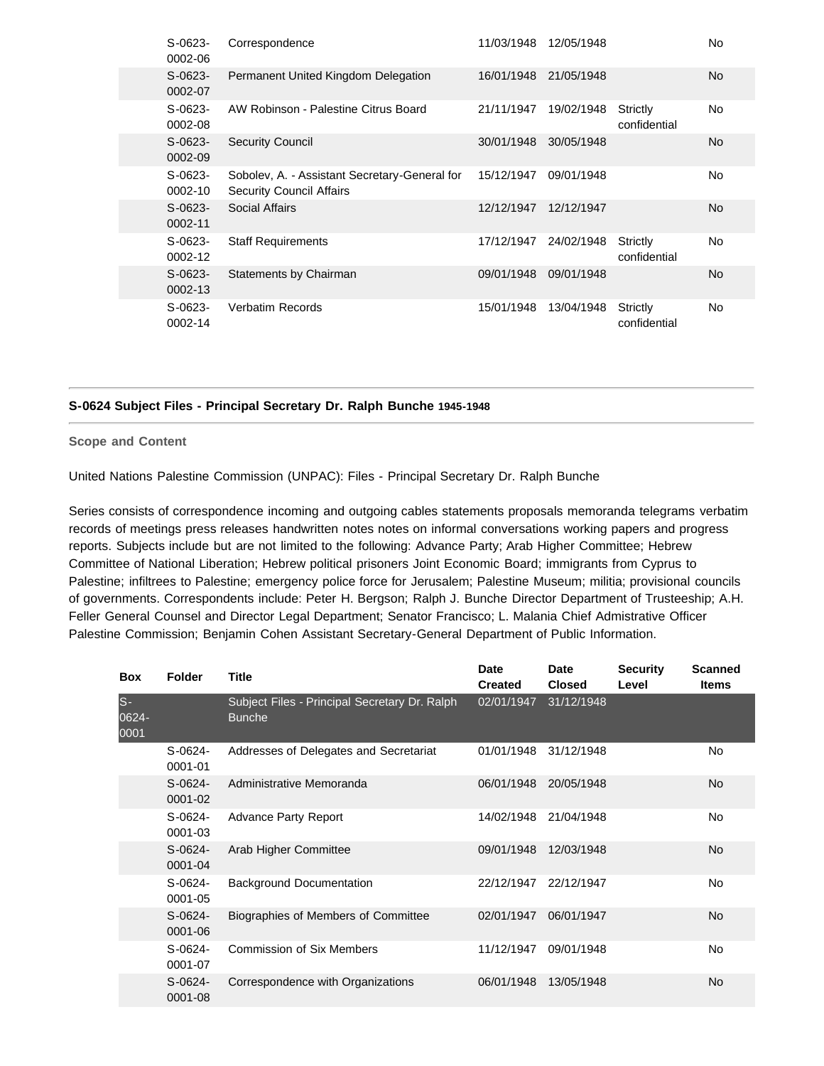| Box | Folder | Title | Date Created | Date Closed | Security Level | Scanned Items |
|---|---|---|---|---|---|---|
| | S-0623-0002-06 | Correspondence | 11/03/1948 | 12/05/1948 | | No |
| | S-0623-0002-07 | Permanent United Kingdom Delegation | 16/01/1948 | 21/05/1948 | | No |
| | S-0623-0002-08 | AW Robinson - Palestine Citrus Board | 21/11/1947 | 19/02/1948 | Strictly confidential | No |
| | S-0623-0002-09 | Security Council | 30/01/1948 | 30/05/1948 | | No |
| | S-0623-0002-10 | Sobolev, A. - Assistant Secretary-General for Security Council Affairs | 15/12/1947 | 09/01/1948 | | No |
| | S-0623-0002-11 | Social Affairs | 12/12/1947 | 12/12/1947 | | No |
| | S-0623-0002-12 | Staff Requirements | 17/12/1947 | 24/02/1948 | Strictly confidential | No |
| | S-0623-0002-13 | Statements by Chairman | 09/01/1948 | 09/01/1948 | | No |
| | S-0623-0002-14 | Verbatim Records | 15/01/1948 | 13/04/1948 | Strictly confidential | No |

## S-0624 Subject Files - Principal Secretary Dr. Ralph Bunche 1945-1948

**Scope and Content**

United Nations Palestine Commission (UNPAC): Files - Principal Secretary Dr. Ralph Bunche

Series consists of correspondence incoming and outgoing cables statements proposals memoranda telegrams verbatim records of meetings press releases handwritten notes notes on informal conversations working papers and progress reports. Subjects include but are not limited to the following: Advance Party; Arab Higher Committee; Hebrew Committee of National Liberation; Hebrew political prisoners Joint Economic Board; immigrants from Cyprus to Palestine; infiltrees to Palestine; emergency police force for Jerusalem; Palestine Museum; militia; provisional councils of governments. Correspondents include: Peter H. Bergson; Ralph J. Bunche Director Department of Trusteeship; A.H. Feller General Counsel and Director Legal Department; Senator Francisco; L. Malania Chief Admistrative Officer Palestine Commission; Benjamin Cohen Assistant Secretary-General Department of Public Information.

| Box | Folder | Title | Date Created | Date Closed | Security Level | Scanned Items |
|---|---|---|---|---|---|---|
| S-0624-0001 | | Subject Files - Principal Secretary Dr. Ralph Bunche | 02/01/1947 | 31/12/1948 | | |
| | S-0624-0001-01 | Addresses of Delegates and Secretariat | 01/01/1948 | 31/12/1948 | | No |
| | S-0624-0001-02 | Administrative Memoranda | 06/01/1948 | 20/05/1948 | | No |
| | S-0624-0001-03 | Advance Party Report | 14/02/1948 | 21/04/1948 | | No |
| | S-0624-0001-04 | Arab Higher Committee | 09/01/1948 | 12/03/1948 | | No |
| | S-0624-0001-05 | Background Documentation | 22/12/1947 | 22/12/1947 | | No |
| | S-0624-0001-06 | Biographies of Members of Committee | 02/01/1947 | 06/01/1947 | | No |
| | S-0624-0001-07 | Commission of Six Members | 11/12/1947 | 09/01/1948 | | No |
| | S-0624-0001-08 | Correspondence with Organizations | 06/01/1948 | 13/05/1948 | | No |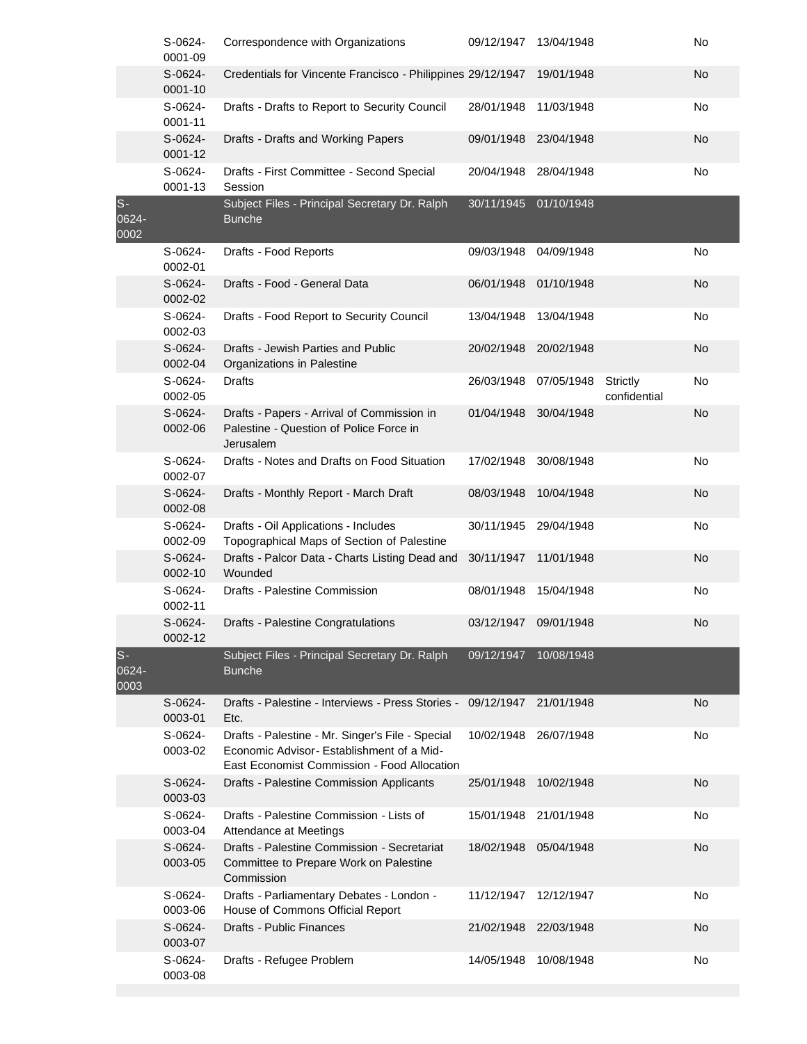| | | | | | | |
|---|---|---|---|---|---|---|
| | S-0624-0001-09 | Correspondence with Organizations | 09/12/1947 | 13/04/1948 | | No |
| | S-0624-0001-10 | Credentials for Vincente Francisco - Philippines | 29/12/1947 | 19/01/1948 | | No |
| | S-0624-0001-11 | Drafts - Drafts to Report to Security Council | 28/01/1948 | 11/03/1948 | | No |
| | S-0624-0001-12 | Drafts - Drafts and Working Papers | 09/01/1948 | 23/04/1948 | | No |
| | S-0624-0001-13 | Drafts - First Committee - Second Special Session | 20/04/1948 | 28/04/1948 | | No |
| S-0624-0002 | | Subject Files - Principal Secretary Dr. Ralph Bunche | 30/11/1945 | 01/10/1948 | | |
| | S-0624-0002-01 | Drafts - Food Reports | 09/03/1948 | 04/09/1948 | | No |
| | S-0624-0002-02 | Drafts - Food - General Data | 06/01/1948 | 01/10/1948 | | No |
| | S-0624-0002-03 | Drafts - Food Report to Security Council | 13/04/1948 | 13/04/1948 | | No |
| | S-0624-0002-04 | Drafts - Jewish Parties and Public Organizations in Palestine | 20/02/1948 | 20/02/1948 | | No |
| | S-0624-0002-05 | Drafts | 26/03/1948 | 07/05/1948 | Strictly confidential | No |
| | S-0624-0002-06 | Drafts - Papers - Arrival of Commission in Palestine - Question of Police Force in Jerusalem | 01/04/1948 | 30/04/1948 | | No |
| | S-0624-0002-07 | Drafts - Notes and Drafts on Food Situation | 17/02/1948 | 30/08/1948 | | No |
| | S-0624-0002-08 | Drafts - Monthly Report - March Draft | 08/03/1948 | 10/04/1948 | | No |
| | S-0624-0002-09 | Drafts - Oil Applications - Includes Topographical Maps of Section of Palestine | 30/11/1945 | 29/04/1948 | | No |
| | S-0624-0002-10 | Drafts - Palcor Data - Charts Listing Dead and Wounded | 30/11/1947 | 11/01/1948 | | No |
| | S-0624-0002-11 | Drafts - Palestine Commission | 08/01/1948 | 15/04/1948 | | No |
| | S-0624-0002-12 | Drafts - Palestine Congratulations | 03/12/1947 | 09/01/1948 | | No |
| S-0624-0003 | | Subject Files - Principal Secretary Dr. Ralph Bunche | 09/12/1947 | 10/08/1948 | | |
| | S-0624-0003-01 | Drafts - Palestine - Interviews - Press Stories - Etc. | 09/12/1947 | 21/01/1948 | | No |
| | S-0624-0003-02 | Drafts - Palestine - Mr. Singer's File - Special Economic Advisor- Establishment of a Mid-East Economist Commission - Food Allocation | 10/02/1948 | 26/07/1948 | | No |
| | S-0624-0003-03 | Drafts - Palestine Commission Applicants | 25/01/1948 | 10/02/1948 | | No |
| | S-0624-0003-04 | Drafts - Palestine Commission - Lists of Attendance at Meetings | 15/01/1948 | 21/01/1948 | | No |
| | S-0624-0003-05 | Drafts - Palestine Commission - Secretariat Committee to Prepare Work on Palestine Commission | 18/02/1948 | 05/04/1948 | | No |
| | S-0624-0003-06 | Drafts - Parliamentary Debates - London - House of Commons Official Report | 11/12/1947 | 12/12/1947 | | No |
| | S-0624-0003-07 | Drafts - Public Finances | 21/02/1948 | 22/03/1948 | | No |
| | S-0624-0003-08 | Drafts - Refugee Problem | 14/05/1948 | 10/08/1948 | | No |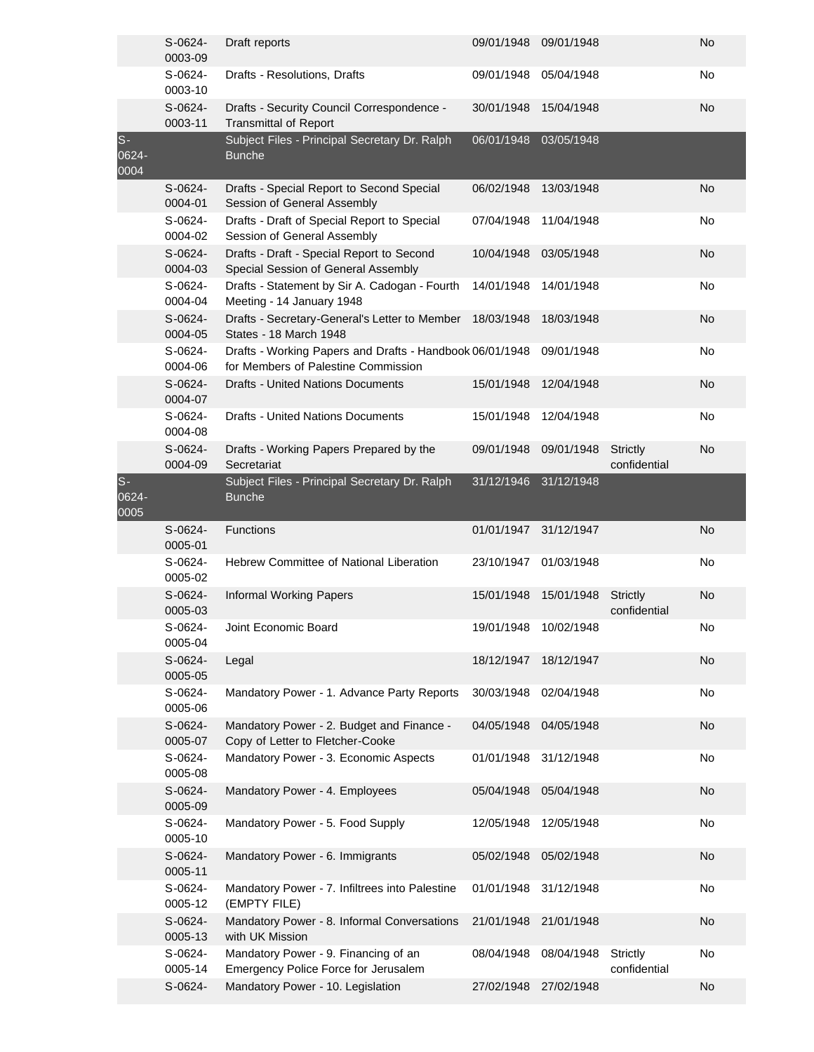| | | | | | | |
|---|---|---|---|---|---|---|
| | S-0624-0003-09 | Draft reports | 09/01/1948 | 09/01/1948 | | No |
| | S-0624-0003-10 | Drafts - Resolutions, Drafts | 09/01/1948 | 05/04/1948 | | No |
| | S-0624-0003-11 | Drafts - Security Council Correspondence - Transmittal of Report | 30/01/1948 | 15/04/1948 | | No |
| S-0624-0004 | | Subject Files - Principal Secretary Dr. Ralph Bunche | 06/01/1948 | 03/05/1948 | | |
| | S-0624-0004-01 | Drafts - Special Report to Second Special Session of General Assembly | 06/02/1948 | 13/03/1948 | | No |
| | S-0624-0004-02 | Drafts - Draft of Special Report to Special Session of General Assembly | 07/04/1948 | 11/04/1948 | | No |
| | S-0624-0004-03 | Drafts - Draft - Special Report to Second Special Session of General Assembly | 10/04/1948 | 03/05/1948 | | No |
| | S-0624-0004-04 | Drafts - Statement by Sir A. Cadogan - Fourth Meeting - 14 January 1948 | 14/01/1948 | 14/01/1948 | | No |
| | S-0624-0004-05 | Drafts - Secretary-General's Letter to Member States - 18 March 1948 | 18/03/1948 | 18/03/1948 | | No |
| | S-0624-0004-06 | Drafts - Working Papers and Drafts - Handbook for Members of Palestine Commission | 06/01/1948 | 09/01/1948 | | No |
| | S-0624-0004-07 | Drafts - United Nations Documents | 15/01/1948 | 12/04/1948 | | No |
| | S-0624-0004-08 | Drafts - United Nations Documents | 15/01/1948 | 12/04/1948 | | No |
| | S-0624-0004-09 | Drafts - Working Papers Prepared by the Secretariat | 09/01/1948 | 09/01/1948 | Strictly confidential | No |
| S-0624-0005 | | Subject Files - Principal Secretary Dr. Ralph Bunche | 31/12/1946 | 31/12/1948 | | |
| | S-0624-0005-01 | Functions | 01/01/1947 | 31/12/1947 | | No |
| | S-0624-0005-02 | Hebrew Committee of National Liberation | 23/10/1947 | 01/03/1948 | | No |
| | S-0624-0005-03 | Informal Working Papers | 15/01/1948 | 15/01/1948 | Strictly confidential | No |
| | S-0624-0005-04 | Joint Economic Board | 19/01/1948 | 10/02/1948 | | No |
| | S-0624-0005-05 | Legal | 18/12/1947 | 18/12/1947 | | No |
| | S-0624-0005-06 | Mandatory Power - 1. Advance Party Reports | 30/03/1948 | 02/04/1948 | | No |
| | S-0624-0005-07 | Mandatory Power - 2. Budget and Finance - Copy of Letter to Fletcher-Cooke | 04/05/1948 | 04/05/1948 | | No |
| | S-0624-0005-08 | Mandatory Power - 3. Economic Aspects | 01/01/1948 | 31/12/1948 | | No |
| | S-0624-0005-09 | Mandatory Power - 4. Employees | 05/04/1948 | 05/04/1948 | | No |
| | S-0624-0005-10 | Mandatory Power - 5. Food Supply | 12/05/1948 | 12/05/1948 | | No |
| | S-0624-0005-11 | Mandatory Power - 6. Immigrants | 05/02/1948 | 05/02/1948 | | No |
| | S-0624-0005-12 | Mandatory Power - 7. Infiltrees into Palestine (EMPTY FILE) | 01/01/1948 | 31/12/1948 | | No |
| | S-0624-0005-13 | Mandatory Power - 8. Informal Conversations with UK Mission | 21/01/1948 | 21/01/1948 | | No |
| | S-0624-0005-14 | Mandatory Power - 9. Financing of an Emergency Police Force for Jerusalem | 08/04/1948 | 08/04/1948 | Strictly confidential | No |
| | S-0624- | Mandatory Power - 10. Legislation | 27/02/1948 | 27/02/1948 | | No |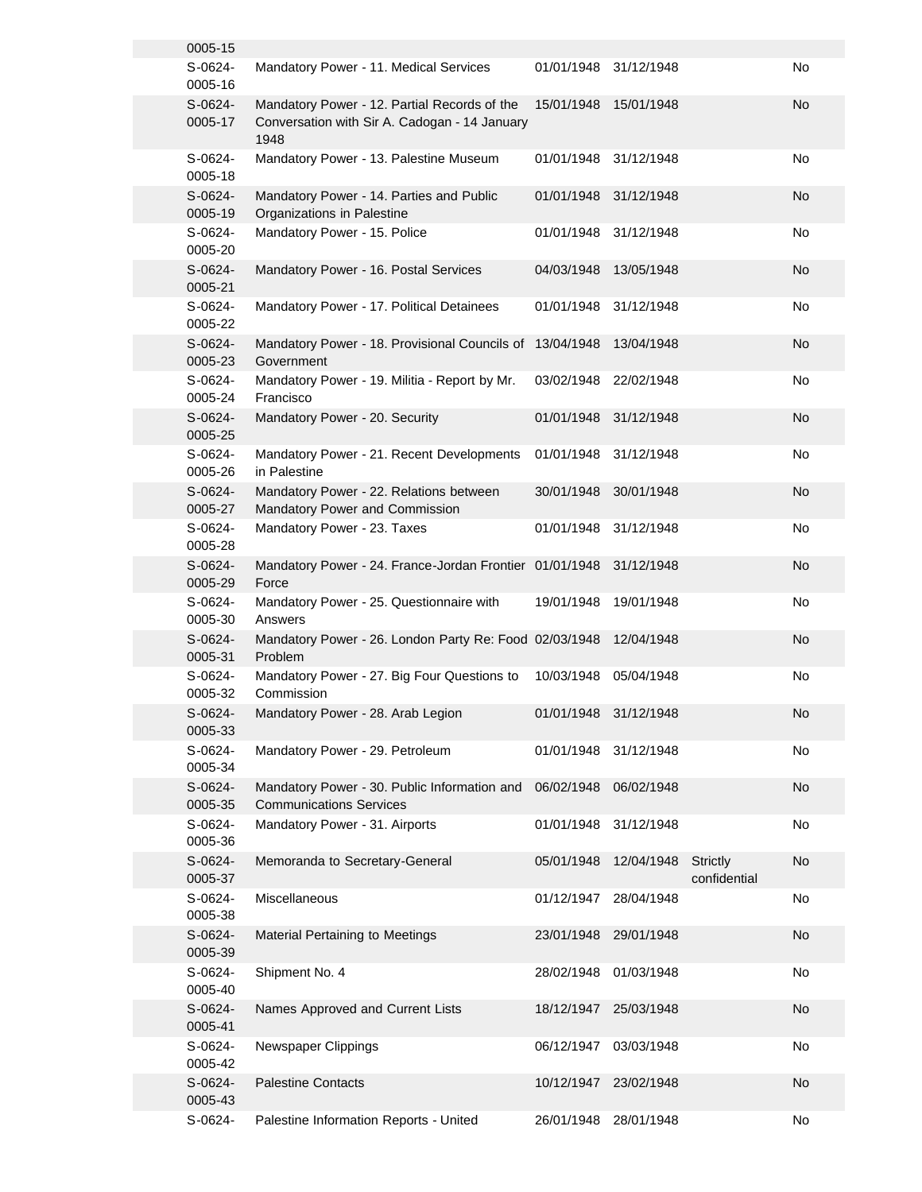| | | | | | |
|---|---|---|---|---|---|
| 0005-15 | | | | | |
| S-0624-0005-16 | Mandatory Power - 11. Medical Services | 01/01/1948 | 31/12/1948 | | No |
| S-0624-0005-17 | Mandatory Power - 12. Partial Records of the Conversation with Sir A. Cadogan - 14 January 1948 | 15/01/1948 | 15/01/1948 | | No |
| S-0624-0005-18 | Mandatory Power - 13. Palestine Museum | 01/01/1948 | 31/12/1948 | | No |
| S-0624-0005-19 | Mandatory Power - 14. Parties and Public Organizations in Palestine | 01/01/1948 | 31/12/1948 | | No |
| S-0624-0005-20 | Mandatory Power - 15. Police | 01/01/1948 | 31/12/1948 | | No |
| S-0624-0005-21 | Mandatory Power - 16. Postal Services | 04/03/1948 | 13/05/1948 | | No |
| S-0624-0005-22 | Mandatory Power - 17. Political Detainees | 01/01/1948 | 31/12/1948 | | No |
| S-0624-0005-23 | Mandatory Power - 18. Provisional Councils of Government | 13/04/1948 | 13/04/1948 | | No |
| S-0624-0005-24 | Mandatory Power - 19. Militia - Report by Mr. Francisco | 03/02/1948 | 22/02/1948 | | No |
| S-0624-0005-25 | Mandatory Power - 20. Security | 01/01/1948 | 31/12/1948 | | No |
| S-0624-0005-26 | Mandatory Power - 21. Recent Developments in Palestine | 01/01/1948 | 31/12/1948 | | No |
| S-0624-0005-27 | Mandatory Power - 22. Relations between Mandatory Power and Commission | 30/01/1948 | 30/01/1948 | | No |
| S-0624-0005-28 | Mandatory Power - 23. Taxes | 01/01/1948 | 31/12/1948 | | No |
| S-0624-0005-29 | Mandatory Power - 24. France-Jordan Frontier Force | 01/01/1948 | 31/12/1948 | | No |
| S-0624-0005-30 | Mandatory Power - 25. Questionnaire with Answers | 19/01/1948 | 19/01/1948 | | No |
| S-0624-0005-31 | Mandatory Power - 26. London Party Re: Food Problem | 02/03/1948 | 12/04/1948 | | No |
| S-0624-0005-32 | Mandatory Power - 27. Big Four Questions to Commission | 10/03/1948 | 05/04/1948 | | No |
| S-0624-0005-33 | Mandatory Power - 28. Arab Legion | 01/01/1948 | 31/12/1948 | | No |
| S-0624-0005-34 | Mandatory Power - 29. Petroleum | 01/01/1948 | 31/12/1948 | | No |
| S-0624-0005-35 | Mandatory Power - 30. Public Information and Communications Services | 06/02/1948 | 06/02/1948 | | No |
| S-0624-0005-36 | Mandatory Power - 31. Airports | 01/01/1948 | 31/12/1948 | | No |
| S-0624-0005-37 | Memoranda to Secretary-General | 05/01/1948 | 12/04/1948 | Strictly confidential | No |
| S-0624-0005-38 | Miscellaneous | 01/12/1947 | 28/04/1948 | | No |
| S-0624-0005-39 | Material Pertaining to Meetings | 23/01/1948 | 29/01/1948 | | No |
| S-0624-0005-40 | Shipment No. 4 | 28/02/1948 | 01/03/1948 | | No |
| S-0624-0005-41 | Names Approved and Current Lists | 18/12/1947 | 25/03/1948 | | No |
| S-0624-0005-42 | Newspaper Clippings | 06/12/1947 | 03/03/1948 | | No |
| S-0624-0005-43 | Palestine Contacts | 10/12/1947 | 23/02/1948 | | No |
| S-0624- | Palestine Information Reports - United | 26/01/1948 | 28/01/1948 | | No |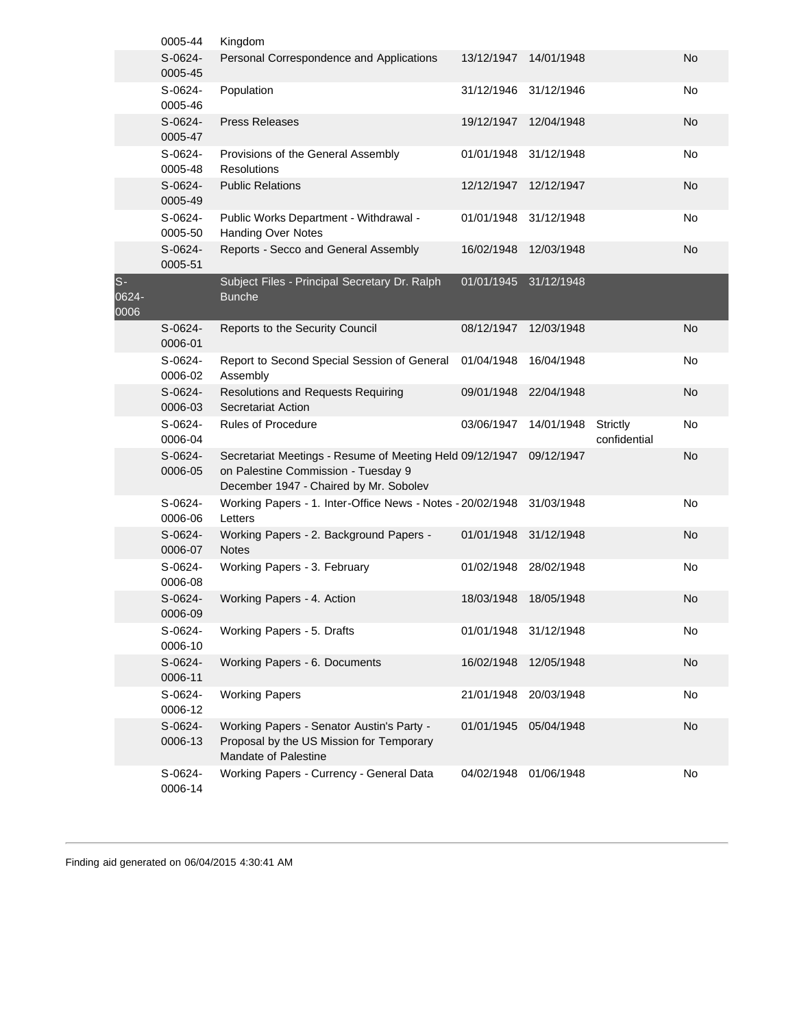| | | | | | | |
|---|---|---|---|---|---|---|
| | 0005-44 | Kingdom | | | | |
| | S-0624-0005-45 | Personal Correspondence and Applications | 13/12/1947 | 14/01/1948 | | No |
| | S-0624-0005-46 | Population | 31/12/1946 | 31/12/1946 | | No |
| | S-0624-0005-47 | Press Releases | 19/12/1947 | 12/04/1948 | | No |
| | S-0624-0005-48 | Provisions of the General Assembly Resolutions | 01/01/1948 | 31/12/1948 | | No |
| | S-0624-0005-49 | Public Relations | 12/12/1947 | 12/12/1947 | | No |
| | S-0624-0005-50 | Public Works Department - Withdrawal - Handing Over Notes | 01/01/1948 | 31/12/1948 | | No |
| | S-0624-0005-51 | Reports - Secco and General Assembly | 16/02/1948 | 12/03/1948 | | No |
| S-0624-0006 | | Subject Files - Principal Secretary Dr. Ralph Bunche | 01/01/1945 | 31/12/1948 | | |
| | S-0624-0006-01 | Reports to the Security Council | 08/12/1947 | 12/03/1948 | | No |
| | S-0624-0006-02 | Report to Second Special Session of General Assembly | 01/04/1948 | 16/04/1948 | | No |
| | S-0624-0006-03 | Resolutions and Requests Requiring Secretariat Action | 09/01/1948 | 22/04/1948 | | No |
| | S-0624-0006-04 | Rules of Procedure | 03/06/1947 | 14/01/1948 | Strictly confidential | No |
| | S-0624-0006-05 | Secretariat Meetings - Resume of Meeting Held on Palestine Commission - Tuesday 9 December 1947 - Chaired by Mr. Sobolev | 09/12/1947 | 09/12/1947 | | No |
| | S-0624-0006-06 | Working Papers - 1. Inter-Office News - Notes - Letters | 20/02/1948 | 31/03/1948 | | No |
| | S-0624-0006-07 | Working Papers - 2. Background Papers - Notes | 01/01/1948 | 31/12/1948 | | No |
| | S-0624-0006-08 | Working Papers - 3. February | 01/02/1948 | 28/02/1948 | | No |
| | S-0624-0006-09 | Working Papers - 4. Action | 18/03/1948 | 18/05/1948 | | No |
| | S-0624-0006-10 | Working Papers - 5. Drafts | 01/01/1948 | 31/12/1948 | | No |
| | S-0624-0006-11 | Working Papers - 6. Documents | 16/02/1948 | 12/05/1948 | | No |
| | S-0624-0006-12 | Working Papers | 21/01/1948 | 20/03/1948 | | No |
| | S-0624-0006-13 | Working Papers - Senator Austin's Party - Proposal by the US Mission for Temporary Mandate of Palestine | 01/01/1945 | 05/04/1948 | | No |
| | S-0624-0006-14 | Working Papers - Currency - General Data | 04/02/1948 | 01/06/1948 | | No |

Finding aid generated on 06/04/2015 4:30:41 AM